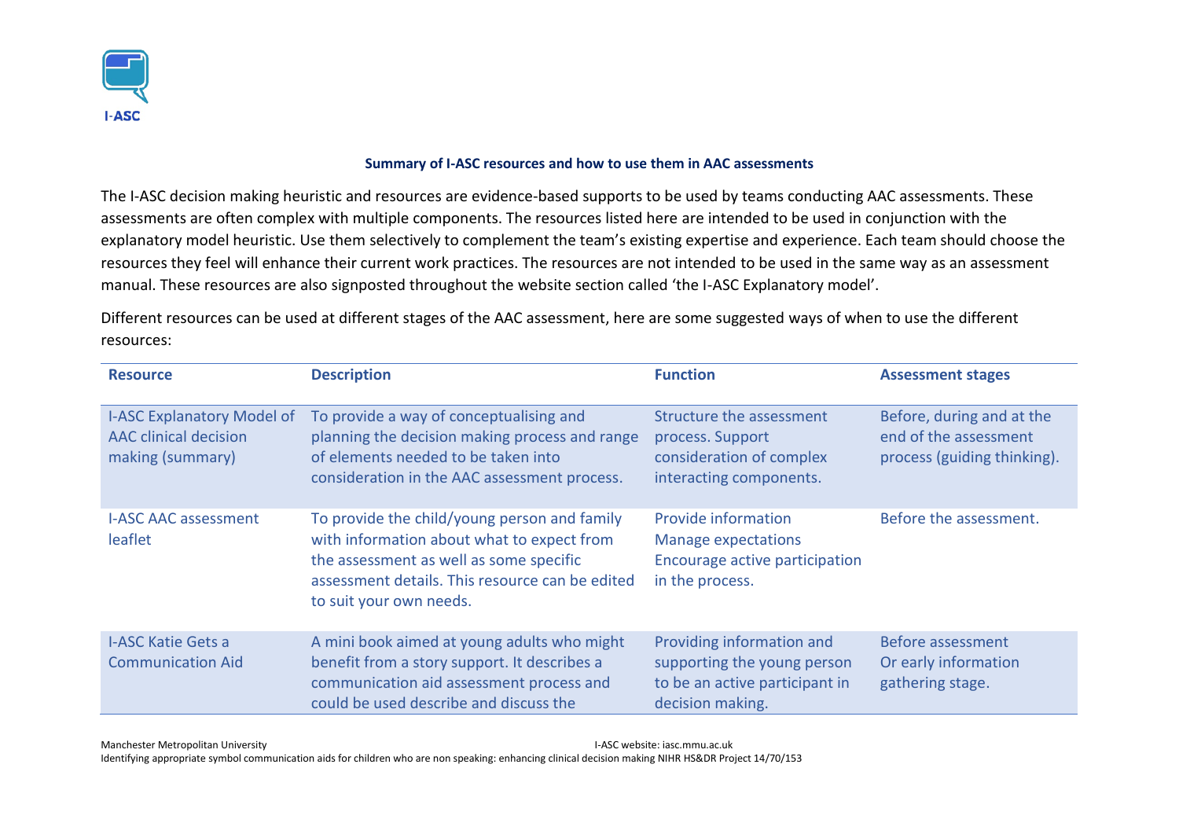I-ASC

## Summary of I-ASC resources and how to use them in AAC assessments

The I-ASC decision making heuristic and resources are evidence-based supports to be used by teams conducting AAC assessments. These assessments are often complex with multiple components. The resources listed here are intended to be used in conjunction with the explanatory model heuristic. Use them selectively to complement the team's existing expertise and experience. Each team should choose the resources they feel will enhance their current work practices. The resources are not intended to be used in the same way as an assessment manual. These resources are also signposted throughout the website section called 'the I-ASC Explanatory model'.

Different resources can be used at different stages of the AAC assessment, here are some suggested ways of when to use the different resources:

| Resource | Description | Function | Assessment stages |
|---|---|---|---|
| I-ASC Explanatory Model of AAC clinical decision making (summary) | To provide a way of conceptualising and planning the decision making process and range of elements needed to be taken into consideration in the AAC assessment process. | Structure the assessment process. Support consideration of complex interacting components. | Before, during and at the end of the assessment process (guiding thinking). |
| I-ASC AAC assessment leaflet | To provide the child/young person and family with information about what to expect from the assessment as well as some specific assessment details. This resource can be edited to suit your own needs. | Provide information Manage expectations Encourage active participation in the process. | Before the assessment. |
| I-ASC Katie Gets a Communication Aid | A mini book aimed at young adults who might benefit from a story support. It describes a communication aid assessment process and could be used describe and discuss the | Providing information and supporting the young person to be an active participant in decision making. | Before assessment Or early information gathering stage. |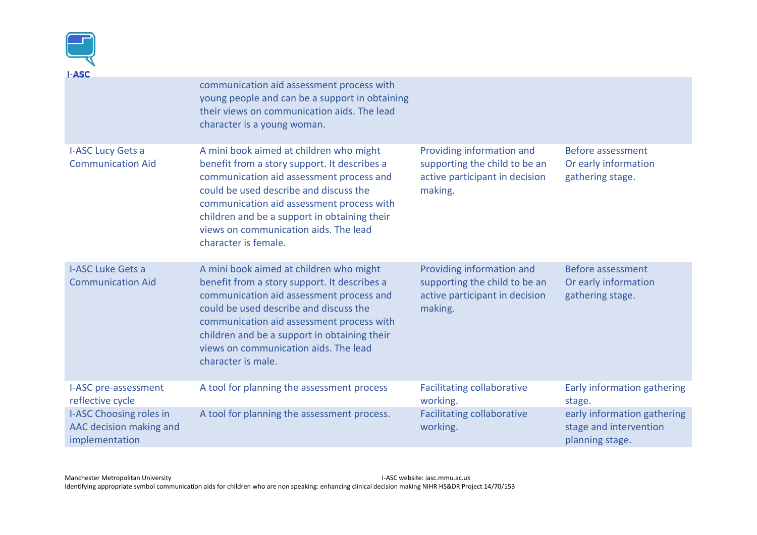| | | | |
|---|---|---|---|
| | communication aid assessment process with young people and can be a support in obtaining their views on communication aids. The lead character is a young woman. | | |
| I-ASC Lucy Gets a Communication Aid | A mini book aimed at children who might benefit from a story support. It describes a communication aid assessment process and could be used describe and discuss the communication aid assessment process with children and be a support in obtaining their views on communication aids. The lead character is female. | Providing information and supporting the child to be an active participant in decision making. | Before assessment Or early information gathering stage. |
| I-ASC Luke Gets a Communication Aid | A mini book aimed at children who might benefit from a story support. It describes a communication aid assessment process and could be used describe and discuss the communication aid assessment process with children and be a support in obtaining their views on communication aids. The lead character is male. | Providing information and supporting the child to be an active participant in decision making. | Before assessment Or early information gathering stage. |
| I-ASC pre-assessment reflective cycle | A tool for planning the assessment process | Facilitating collaborative working. | Early information gathering stage. |
| I-ASC Choosing roles in AAC decision making and implementation | A tool for planning the assessment process. | Facilitating collaborative working. | early information gathering stage and intervention planning stage. |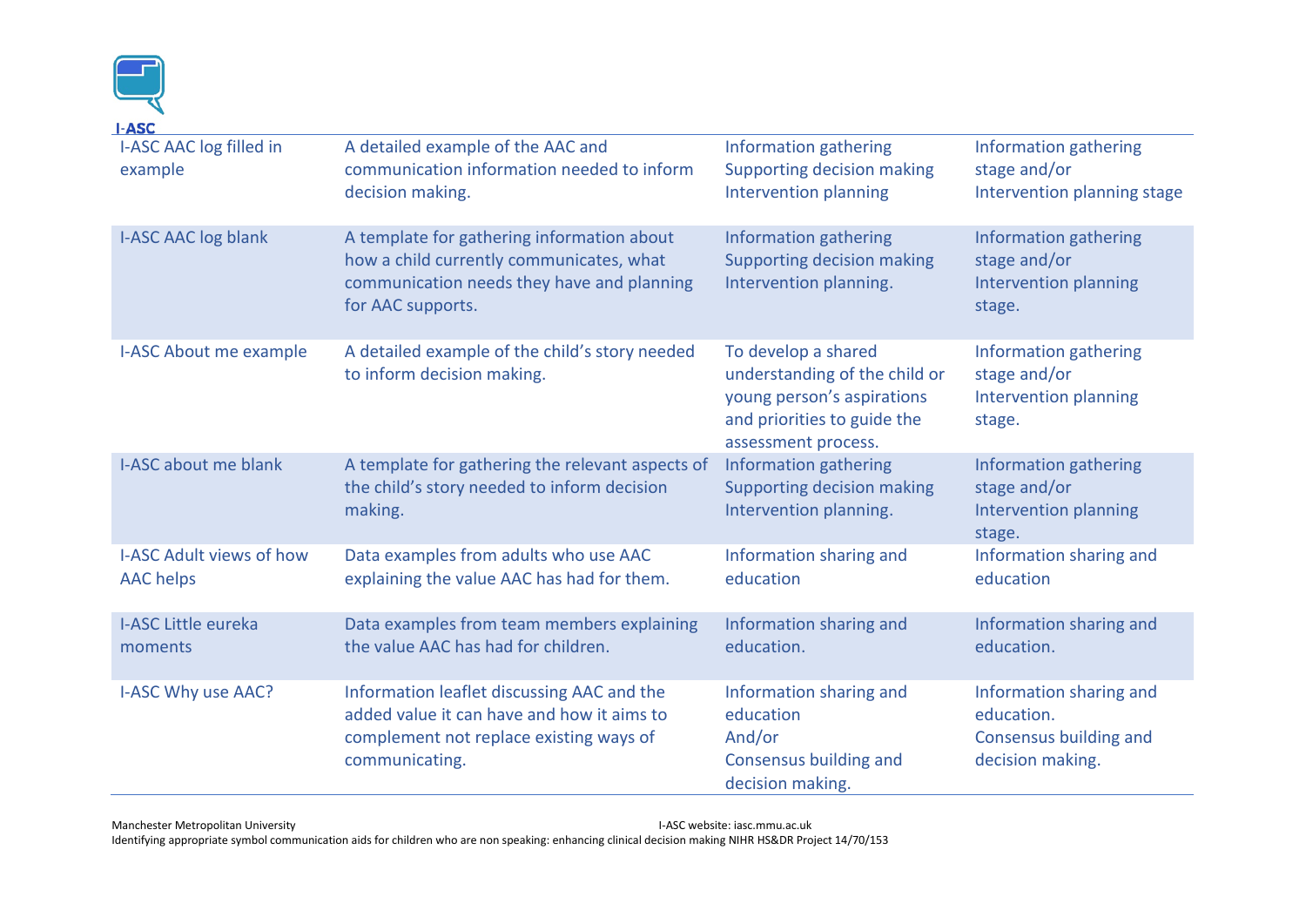| I-ASC AAC log filled in example | A detailed example of the AAC and communication information needed to inform decision making. | Information gathering<br>Supporting decision making<br>Intervention planning | Information gathering stage and/or<br>Intervention planning stage |
|---|---|---|---|
| I-ASC AAC log blank | A template for gathering information about how a child currently communicates, what communication needs they have and planning for AAC supports. | Information gathering<br>Supporting decision making<br>Intervention planning. | Information gathering stage and/or<br>Intervention planning stage. |
| I-ASC About me example | A detailed example of the child's story needed to inform decision making. | To develop a shared understanding of the child or young person's aspirations and priorities to guide the assessment process. | Information gathering stage and/or<br>Intervention planning stage. |
| I-ASC about me blank | A template for gathering the relevant aspects of the child's story needed to inform decision making. | Information gathering<br>Supporting decision making<br>Intervention planning. | Information gathering stage and/or<br>Intervention planning stage. |
| I-ASC Adult views of how AAC helps | Data examples from adults who use AAC explaining the value AAC has had for them. | Information sharing and education | Information sharing and education |
| I-ASC Little eureka moments | Data examples from team members explaining the value AAC has had for children. | Information sharing and education. | Information sharing and education. |
| I-ASC Why use AAC? | Information leaflet discussing AAC and the added value it can have and how it aims to complement not replace existing ways of communicating. | Information sharing and education<br>And/or<br>Consensus building and decision making. | Information sharing and education.<br>Consensus building and decision making. |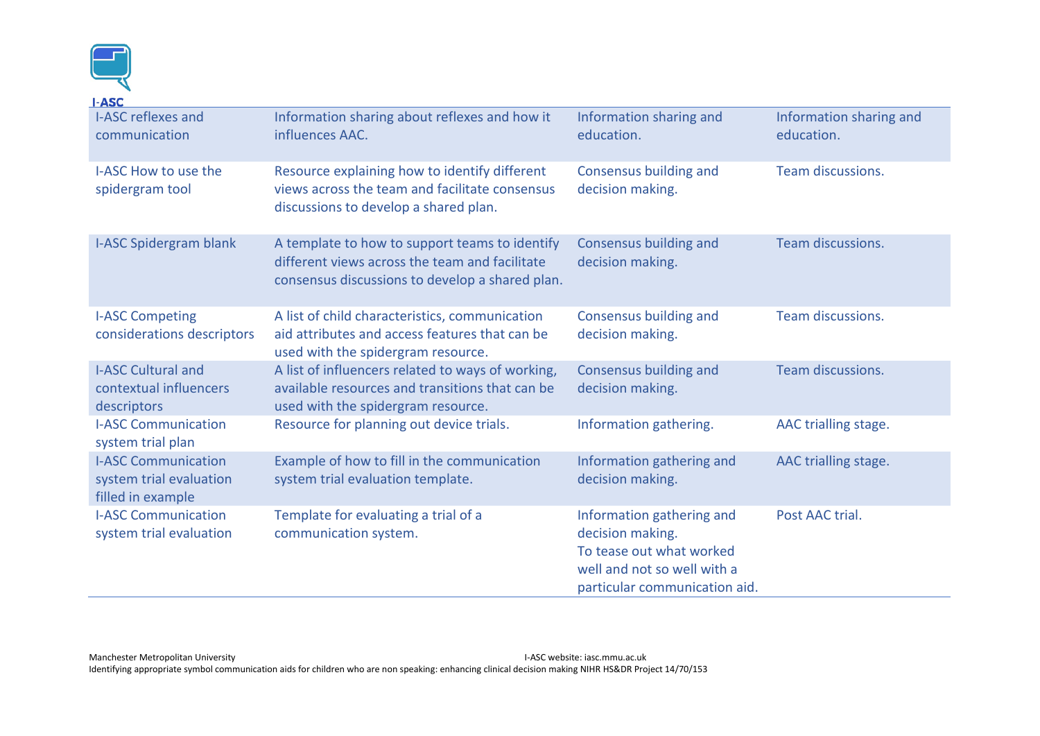| | | | |
|---|---|---|---|
| I-ASC reflexes and communication | Information sharing about reflexes and how it influences AAC. | Information sharing and education. | Information sharing and education. |
| I-ASC How to use the spidergram tool | Resource explaining how to identify different views across the team and facilitate consensus discussions to develop a shared plan. | Consensus building and decision making. | Team discussions. |
| I-ASC Spidergram blank | A template to how to support teams to identify different views across the team and facilitate consensus discussions to develop a shared plan. | Consensus building and decision making. | Team discussions. |
| I-ASC Competing considerations descriptors | A list of child characteristics, communication aid attributes and access features that can be used with the spidergram resource. | Consensus building and decision making. | Team discussions. |
| I-ASC Cultural and contextual influencers descriptors | A list of influencers related to ways of working, available resources and transitions that can be used with the spidergram resource. | Consensus building and decision making. | Team discussions. |
| I-ASC Communication system trial plan | Resource for planning out device trials. | Information gathering. | AAC trialling stage. |
| I-ASC Communication system trial evaluation filled in example | Example of how to fill in the communication system trial evaluation template. | Information gathering and decision making. | AAC trialling stage. |
| I-ASC Communication system trial evaluation | Template for evaluating a trial of a communication system. | Information gathering and decision making. To tease out what worked well and not so well with a particular communication aid. | Post AAC trial. |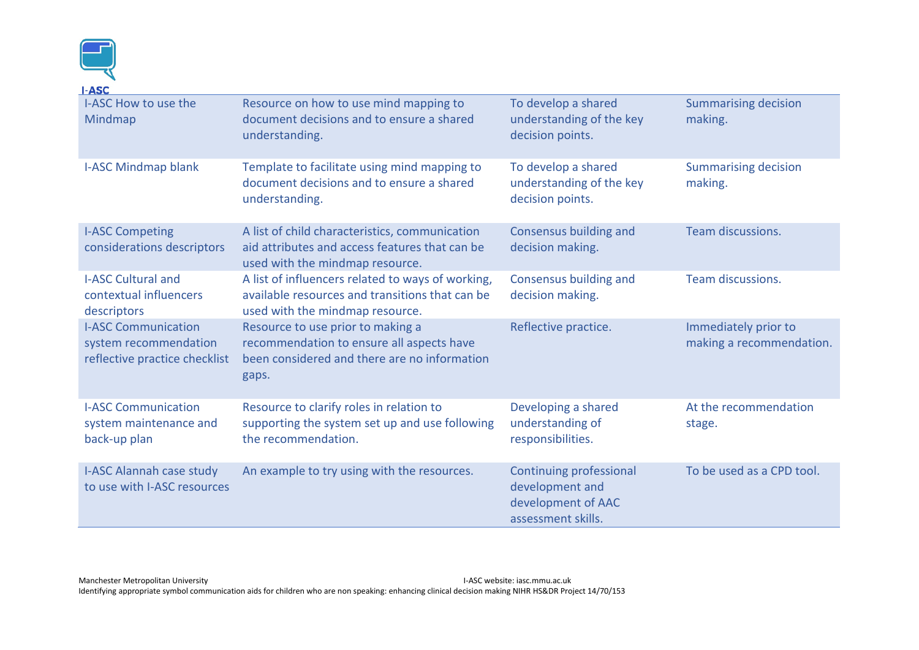I-ASC

| | | | |
|---|---|---|---|
| I-ASC How to use the Mindmap | Resource on how to use mind mapping to document decisions and to ensure a shared understanding. | To develop a shared understanding of the key decision points. | Summarising decision making. |
| I-ASC Mindmap blank | Template to facilitate using mind mapping to document decisions and to ensure a shared understanding. | To develop a shared understanding of the key decision points. | Summarising decision making. |
| I-ASC Competing considerations descriptors | A list of child characteristics, communication aid attributes and access features that can be used with the mindmap resource. | Consensus building and decision making. | Team discussions. |
| I-ASC Cultural and contextual influencers descriptors | A list of influencers related to ways of working, available resources and transitions that can be used with the mindmap resource. | Consensus building and decision making. | Team discussions. |
| I-ASC Communication system recommendation reflective practice checklist | Resource to use prior to making a recommendation to ensure all aspects have been considered and there are no information gaps. | Reflective practice. | Immediately prior to making a recommendation. |
| I-ASC Communication system maintenance and back-up plan | Resource to clarify roles in relation to supporting the system set up and use following the recommendation. | Developing a shared understanding of responsibilities. | At the recommendation stage. |
| I-ASC Alannah case study to use with I-ASC resources | An example to try using with the resources. | Continuing professional development and development of AAC assessment skills. | To be used as a CPD tool. |